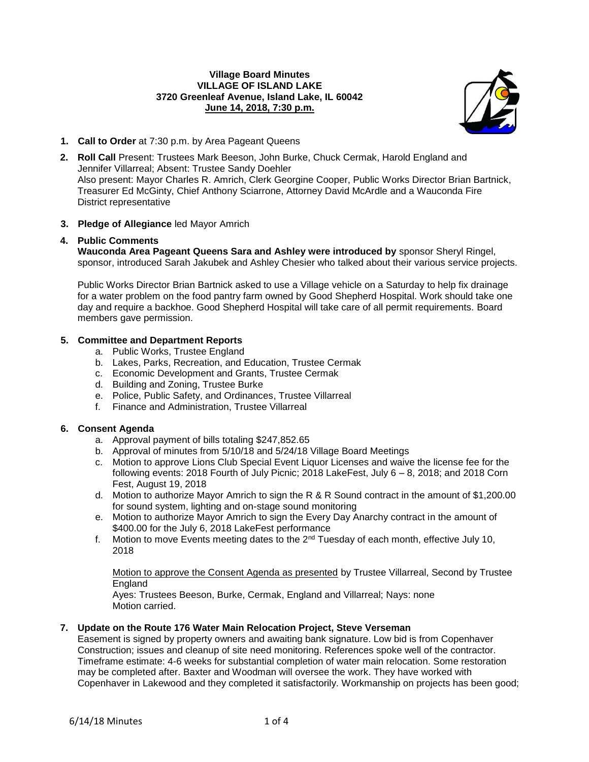**Village Board Minutes**
**VILLAGE OF ISLAND LAKE**
**3720 Greenleaf Avenue, Island Lake, IL 60042**
**June 14, 2018, 7:30 p.m.**

1. **Call to Order** at 7:30 p.m. by Area Pageant Queens

2. **Roll Call** Present: Trustees Mark Beeson, John Burke, Chuck Cermak, Harold England and Jennifer Villarreal; Absent: Trustee Sandy Doehler
   Also present: Mayor Charles R. Amrich, Clerk Georgine Cooper, Public Works Director Brian Bartnick, Treasurer Ed McGinty, Chief Anthony Sciarrone, Attorney David McArdle and a Wauconda Fire District representative

3. **Pledge of Allegiance** led Mayor Amrich

4. **Public Comments**
   **Wauconda Area Pageant Queens Sara and Ashley were introduced by** sponsor Sheryl Ringel, sponsor, introduced Sarah Jakubek and Ashley Chesier who talked about their various service projects.

   Public Works Director Brian Bartnick asked to use a Village vehicle on a Saturday to help fix drainage for a water problem on the food pantry farm owned by Good Shepherd Hospital. Work should take one day and require a backhoe. Good Shepherd Hospital will take care of all permit requirements. Board members gave permission.

5. **Committee and Department Reports**
   a. Public Works, Trustee England
   b. Lakes, Parks, Recreation, and Education, Trustee Cermak
   c. Economic Development and Grants, Trustee Cermak
   d. Building and Zoning, Trustee Burke
   e. Police, Public Safety, and Ordinances, Trustee Villarreal
   f. Finance and Administration, Trustee Villarreal

6. **Consent Agenda**
   a. Approval payment of bills totaling $247,852.65
   b. Approval of minutes from 5/10/18 and 5/24/18 Village Board Meetings
   c. Motion to approve Lions Club Special Event Liquor Licenses and waive the license fee for the following events: 2018 Fourth of July Picnic; 2018 LakeFest, July 6 – 8, 2018; and 2018 Corn Fest, August 19, 2018
   d. Motion to authorize Mayor Amrich to sign the R & R Sound contract in the amount of $1,200.00 for sound system, lighting and on-stage sound monitoring
   e. Motion to authorize Mayor Amrich to sign the Every Day Anarchy contract in the amount of $400.00 for the July 6, 2018 LakeFest performance
   f. Motion to move Events meeting dates to the 2nd Tuesday of each month, effective July 10, 2018

   Motion to approve the Consent Agenda as presented by Trustee Villarreal, Second by Trustee England
   Ayes: Trustees Beeson, Burke, Cermak, England and Villarreal; Nays: none
   Motion carried.

7. **Update on the Route 176 Water Main Relocation Project, Steve Verseman**
   Easement is signed by property owners and awaiting bank signature. Low bid is from Copenhaver Construction; issues and cleanup of site need monitoring. References spoke well of the contractor. Timeframe estimate: 4-6 weeks for substantial completion of water main relocation. Some restoration may be completed after. Baxter and Woodman will oversee the work. They have worked with Copenhaver in Lakewood and they completed it satisfactorily. Workmanship on projects has been good;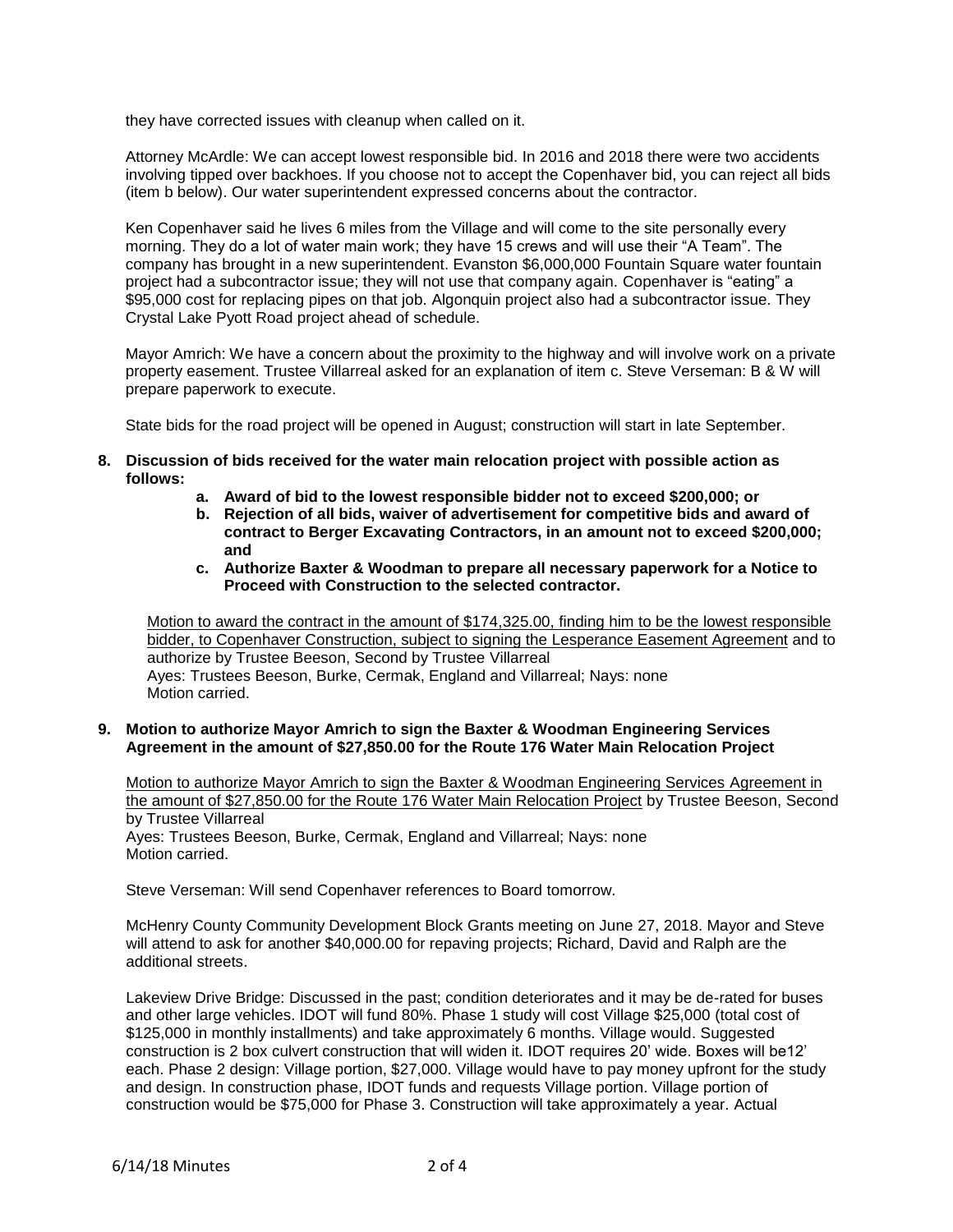they have corrected issues with cleanup when called on it.

Attorney McArdle: We can accept lowest responsible bid. In 2016 and 2018 there were two accidents involving tipped over backhoes. If you choose not to accept the Copenhaver bid, you can reject all bids (item b below). Our water superintendent expressed concerns about the contractor.

Ken Copenhaver said he lives 6 miles from the Village and will come to the site personally every morning. They do a lot of water main work; they have 15 crews and will use their "A Team". The company has brought in a new superintendent. Evanston $6,000,000 Fountain Square water fountain project had a subcontractor issue; they will not use that company again. Copenhaver is "eating" a $95,000 cost for replacing pipes on that job. Algonquin project also had a subcontractor issue. They Crystal Lake Pyott Road project ahead of schedule.

Mayor Amrich: We have a concern about the proximity to the highway and will involve work on a private property easement. Trustee Villarreal asked for an explanation of item c. Steve Verseman: B & W will prepare paperwork to execute.

State bids for the road project will be opened in August; construction will start in late September.

**8. Discussion of bids received for the water main relocation project with possible action as follows:**

- **a. Award of bid to the lowest responsible bidder not to exceed $200,000; or**
- **b. Rejection of all bids, waiver of advertisement for competitive bids and award of contract to Berger Excavating Contractors, in an amount not to exceed $200,000; and**
- **c. Authorize Baxter & Woodman to prepare all necessary paperwork for a Notice to Proceed with Construction to the selected contractor.**

<u>Motion to award the contract in the amount of $174,325.00, finding him to be the lowest responsible bidder, to Copenhaver Construction, subject to signing the Lesperance Easement Agreement</u> and to authorize by Trustee Beeson, Second by Trustee Villarreal
Ayes: Trustees Beeson, Burke, Cermak, England and Villarreal; Nays: none
Motion carried.

**9. Motion to authorize Mayor Amrich to sign the Baxter & Woodman Engineering Services Agreement in the amount of $27,850.00 for the Route 176 Water Main Relocation Project**

<u>Motion to authorize Mayor Amrich to sign the Baxter & Woodman Engineering Services Agreement in the amount of $27,850.00 for the Route 176 Water Main Relocation Project</u> by Trustee Beeson, Second by Trustee Villarreal
Ayes: Trustees Beeson, Burke, Cermak, England and Villarreal; Nays: none
Motion carried.

Steve Verseman: Will send Copenhaver references to Board tomorrow.

McHenry County Community Development Block Grants meeting on June 27, 2018. Mayor and Steve will attend to ask for another $40,000.00 for repaving projects; Richard, David and Ralph are the additional streets.

Lakeview Drive Bridge: Discussed in the past; condition deteriorates and it may be de-rated for buses and other large vehicles. IDOT will fund 80%. Phase 1 study will cost Village $25,000 (total cost of $125,000 in monthly installments) and take approximately 6 months. Village would. Suggested construction is 2 box culvert construction that will widen it. IDOT requires 20' wide. Boxes will be12' each. Phase 2 design: Village portion, $27,000. Village would have to pay money upfront for the study and design. In construction phase, IDOT funds and requests Village portion. Village portion of construction would be $75,000 for Phase 3. Construction will take approximately a year. Actual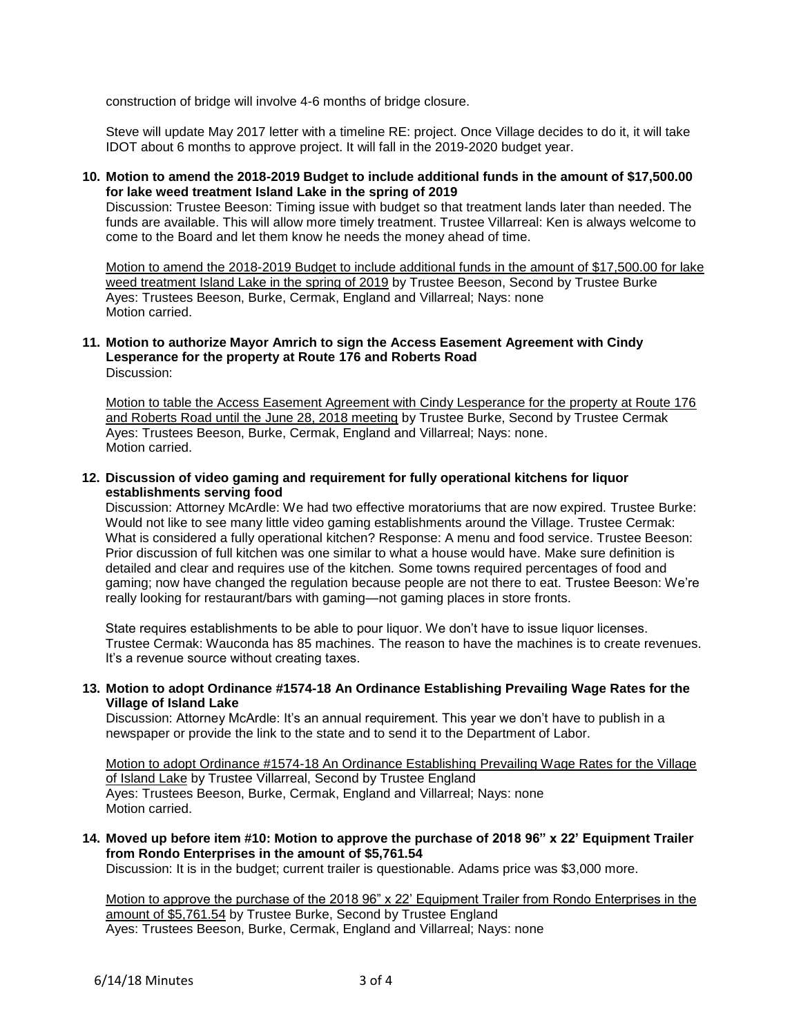construction of bridge will involve 4-6 months of bridge closure.

Steve will update May 2017 letter with a timeline RE: project. Once Village decides to do it, it will take IDOT about 6 months to approve project. It will fall in the 2019-2020 budget year.

**10. Motion to amend the 2018-2019 Budget to include additional funds in the amount of $17,500.00 for lake weed treatment Island Lake in the spring of 2019**

Discussion: Trustee Beeson: Timing issue with budget so that treatment lands later than needed. The funds are available. This will allow more timely treatment. Trustee Villarreal: Ken is always welcome to come to the Board and let them know he needs the money ahead of time.

Motion to amend the 2018-2019 Budget to include additional funds in the amount of $17,500.00 for lake weed treatment Island Lake in the spring of 2019 by Trustee Beeson, Second by Trustee Burke
Ayes: Trustees Beeson, Burke, Cermak, England and Villarreal; Nays: none
Motion carried.

**11. Motion to authorize Mayor Amrich to sign the Access Easement Agreement with Cindy Lesperance for the property at Route 176 and Roberts Road**

Discussion:

Motion to table the Access Easement Agreement with Cindy Lesperance for the property at Route 176 and Roberts Road until the June 28, 2018 meeting by Trustee Burke, Second by Trustee Cermak
Ayes: Trustees Beeson, Burke, Cermak, England and Villarreal; Nays: none.
Motion carried.

**12. Discussion of video gaming and requirement for fully operational kitchens for liquor establishments serving food**

Discussion: Attorney McArdle: We had two effective moratoriums that are now expired. Trustee Burke: Would not like to see many little video gaming establishments around the Village. Trustee Cermak: What is considered a fully operational kitchen? Response: A menu and food service. Trustee Beeson: Prior discussion of full kitchen was one similar to what a house would have. Make sure definition is detailed and clear and requires use of the kitchen. Some towns required percentages of food and gaming; now have changed the regulation because people are not there to eat. Trustee Beeson: We're really looking for restaurant/bars with gaming—not gaming places in store fronts.

State requires establishments to be able to pour liquor. We don't have to issue liquor licenses. Trustee Cermak: Wauconda has 85 machines. The reason to have the machines is to create revenues. It's a revenue source without creating taxes.

**13. Motion to adopt Ordinance #1574-18 An Ordinance Establishing Prevailing Wage Rates for the Village of Island Lake**

Discussion: Attorney McArdle: It's an annual requirement. This year we don't have to publish in a newspaper or provide the link to the state and to send it to the Department of Labor.

Motion to adopt Ordinance #1574-18 An Ordinance Establishing Prevailing Wage Rates for the Village of Island Lake by Trustee Villarreal, Second by Trustee England
Ayes: Trustees Beeson, Burke, Cermak, England and Villarreal; Nays: none
Motion carried.

**14. Moved up before item #10: Motion to approve the purchase of 2018 96" x 22' Equipment Trailer from Rondo Enterprises in the amount of $5,761.54**

Discussion: It is in the budget; current trailer is questionable. Adams price was $3,000 more.

Motion to approve the purchase of the 2018 96" x 22' Equipment Trailer from Rondo Enterprises in the amount of $5,761.54 by Trustee Burke, Second by Trustee England
Ayes: Trustees Beeson, Burke, Cermak, England and Villarreal; Nays: none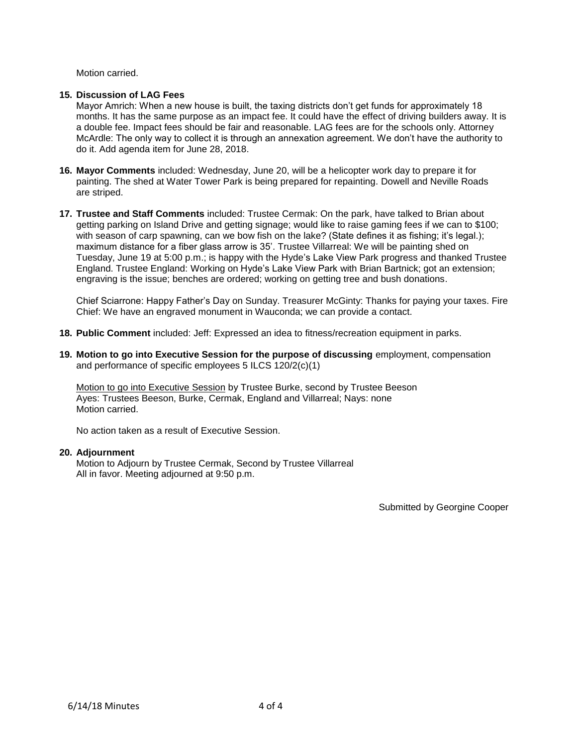Motion carried.

**15. Discussion of LAG Fees**

Mayor Amrich: When a new house is built, the taxing districts don't get funds for approximately 18 months. It has the same purpose as an impact fee. It could have the effect of driving builders away. It is a double fee. Impact fees should be fair and reasonable. LAG fees are for the schools only. Attorney McArdle: The only way to collect it is through an annexation agreement. We don't have the authority to do it. Add agenda item for June 28, 2018.

**16. Mayor Comments** included: Wednesday, June 20, will be a helicopter work day to prepare it for painting. The shed at Water Tower Park is being prepared for repainting. Dowell and Neville Roads are striped.

**17. Trustee and Staff Comments** included: Trustee Cermak: On the park, have talked to Brian about getting parking on Island Drive and getting signage; would like to raise gaming fees if we can to $100; with season of carp spawning, can we bow fish on the lake? (State defines it as fishing; it's legal.); maximum distance for a fiber glass arrow is 35'. Trustee Villarreal: We will be painting shed on Tuesday, June 19 at 5:00 p.m.; is happy with the Hyde's Lake View Park progress and thanked Trustee England. Trustee England: Working on Hyde's Lake View Park with Brian Bartnick; got an extension; engraving is the issue; benches are ordered; working on getting tree and bush donations.

Chief Sciarrone: Happy Father's Day on Sunday. Treasurer McGinty: Thanks for paying your taxes. Fire Chief: We have an engraved monument in Wauconda; we can provide a contact.

**18. Public Comment** included: Jeff: Expressed an idea to fitness/recreation equipment in parks.

**19. Motion to go into Executive Session for the purpose of discussing** employment, compensation and performance of specific employees 5 ILCS 120/2(c)(1)

Motion to go into Executive Session by Trustee Burke, second by Trustee Beeson
Ayes: Trustees Beeson, Burke, Cermak, England and Villarreal; Nays: none
Motion carried.

No action taken as a result of Executive Session.

**20. Adjournment**

Motion to Adjourn by Trustee Cermak, Second by Trustee Villarreal
All in favor. Meeting adjourned at 9:50 p.m.

Submitted by Georgine Cooper